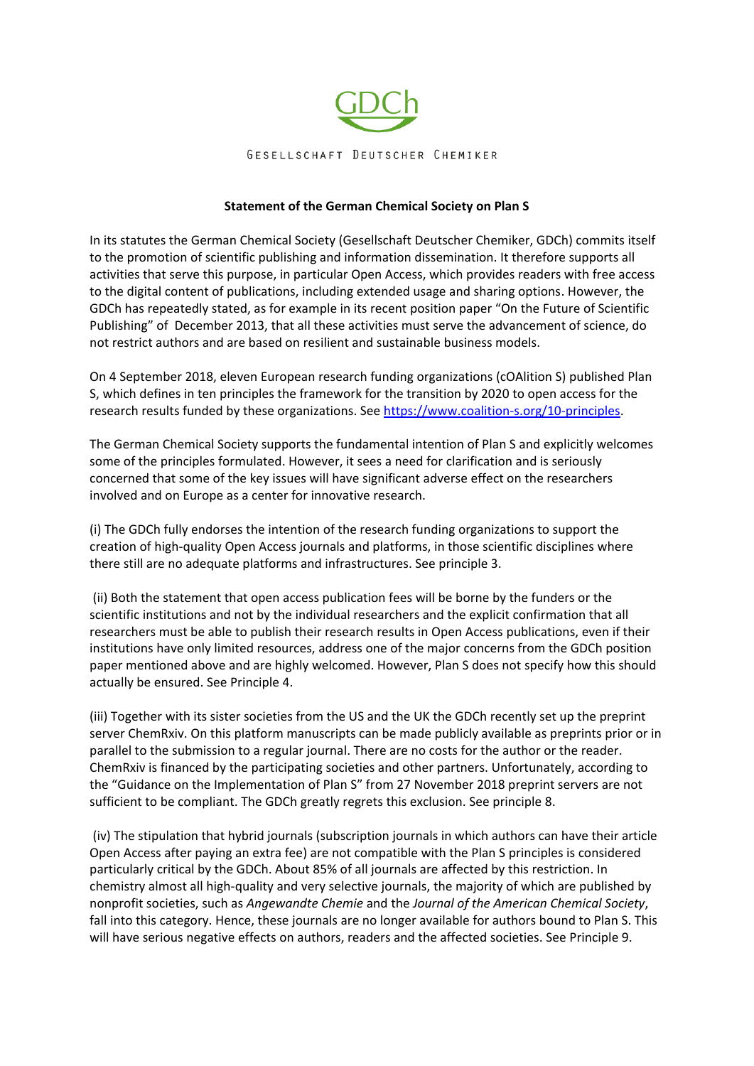GDCh

GESELLSCHAFT DEUTSCHER CHEMIKER

**Statement of the German Chemical Society on Plan S**

In its statutes the German Chemical Society (Gesellschaft Deutscher Chemiker, GDCh) commits itself to the promotion of scientific publishing and information dissemination. It therefore supports all activities that serve this purpose, in particular Open Access, which provides readers with free access to the digital content of publications, including extended usage and sharing options. However, the GDCh has repeatedly stated, as for example in its recent position paper "On the Future of Scientific Publishing" of December 2013, that all these activities must serve the advancement of science, do not restrict authors and are based on resilient and sustainable business models.

On 4 September 2018, eleven European research funding organizations (cOAlition S) published Plan S, which defines in ten principles the framework for the transition by 2020 to open access for the research results funded by these organizations. See https://www.coalition-s.org/10-principles.

The German Chemical Society supports the fundamental intention of Plan S and explicitly welcomes some of the principles formulated. However, it sees a need for clarification and is seriously concerned that some of the key issues will have significant adverse effect on the researchers involved and on Europe as a center for innovative research.

(i) The GDCh fully endorses the intention of the research funding organizations to support the creation of high-quality Open Access journals and platforms, in those scientific disciplines where there still are no adequate platforms and infrastructures. See principle 3.

(ii) Both the statement that open access publication fees will be borne by the funders or the scientific institutions and not by the individual researchers and the explicit confirmation that all researchers must be able to publish their research results in Open Access publications, even if their institutions have only limited resources, address one of the major concerns from the GDCh position paper mentioned above and are highly welcomed. However, Plan S does not specify how this should actually be ensured. See Principle 4.

(iii) Together with its sister societies from the US and the UK the GDCh recently set up the preprint server ChemRxiv. On this platform manuscripts can be made publicly available as preprints prior or in parallel to the submission to a regular journal. There are no costs for the author or the reader. ChemRxiv is financed by the participating societies and other partners. Unfortunately, according to the "Guidance on the Implementation of Plan S" from 27 November 2018 preprint servers are not sufficient to be compliant. The GDCh greatly regrets this exclusion. See principle 8.

(iv) The stipulation that hybrid journals (subscription journals in which authors can have their article Open Access after paying an extra fee) are not compatible with the Plan S principles is considered particularly critical by the GDCh. About 85% of all journals are affected by this restriction. In chemistry almost all high-quality and very selective journals, the majority of which are published by nonprofit societies, such as *Angewandte Chemie* and the *Journal of the American Chemical Society*, fall into this category. Hence, these journals are no longer available for authors bound to Plan S. This will have serious negative effects on authors, readers and the affected societies. See Principle 9.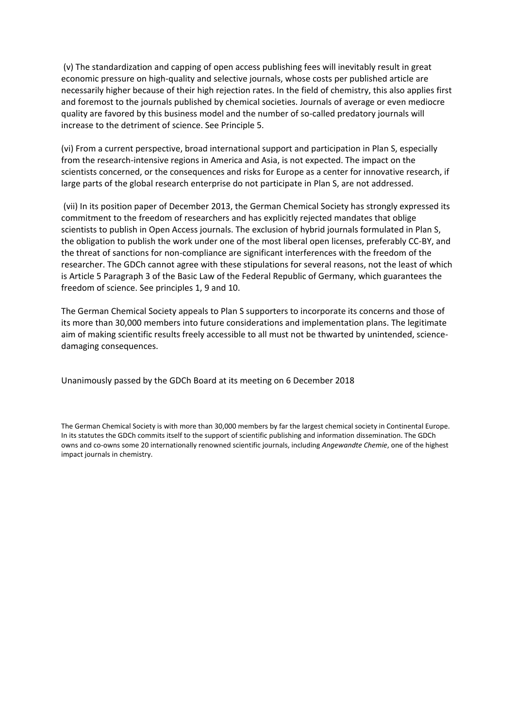(v) The standardization and capping of open access publishing fees will inevitably result in great economic pressure on high-quality and selective journals, whose costs per published article are necessarily higher because of their high rejection rates. In the field of chemistry, this also applies first and foremost to the journals published by chemical societies. Journals of average or even mediocre quality are favored by this business model and the number of so-called predatory journals will increase to the detriment of science. See Principle 5.

(vi) From a current perspective, broad international support and participation in Plan S, especially from the research-intensive regions in America and Asia, is not expected. The impact on the scientists concerned, or the consequences and risks for Europe as a center for innovative research, if large parts of the global research enterprise do not participate in Plan S, are not addressed.

(vii) In its position paper of December 2013, the German Chemical Society has strongly expressed its commitment to the freedom of researchers and has explicitly rejected mandates that oblige scientists to publish in Open Access journals. The exclusion of hybrid journals formulated in Plan S, the obligation to publish the work under one of the most liberal open licenses, preferably CC-BY, and the threat of sanctions for non-compliance are significant interferences with the freedom of the researcher. The GDCh cannot agree with these stipulations for several reasons, not the least of which is Article 5 Paragraph 3 of the Basic Law of the Federal Republic of Germany, which guarantees the freedom of science. See principles 1, 9 and 10.

The German Chemical Society appeals to Plan S supporters to incorporate its concerns and those of its more than 30,000 members into future considerations and implementation plans. The legitimate aim of making scientific results freely accessible to all must not be thwarted by unintended, science-damaging consequences.

Unanimously passed by the GDCh Board at its meeting on 6 December 2018

The German Chemical Society is with more than 30,000 members by far the largest chemical society in Continental Europe. In its statutes the GDCh commits itself to the support of scientific publishing and information dissemination. The GDCh owns and co-owns some 20 internationally renowned scientific journals, including *Angewandte Chemie*, one of the highest impact journals in chemistry.